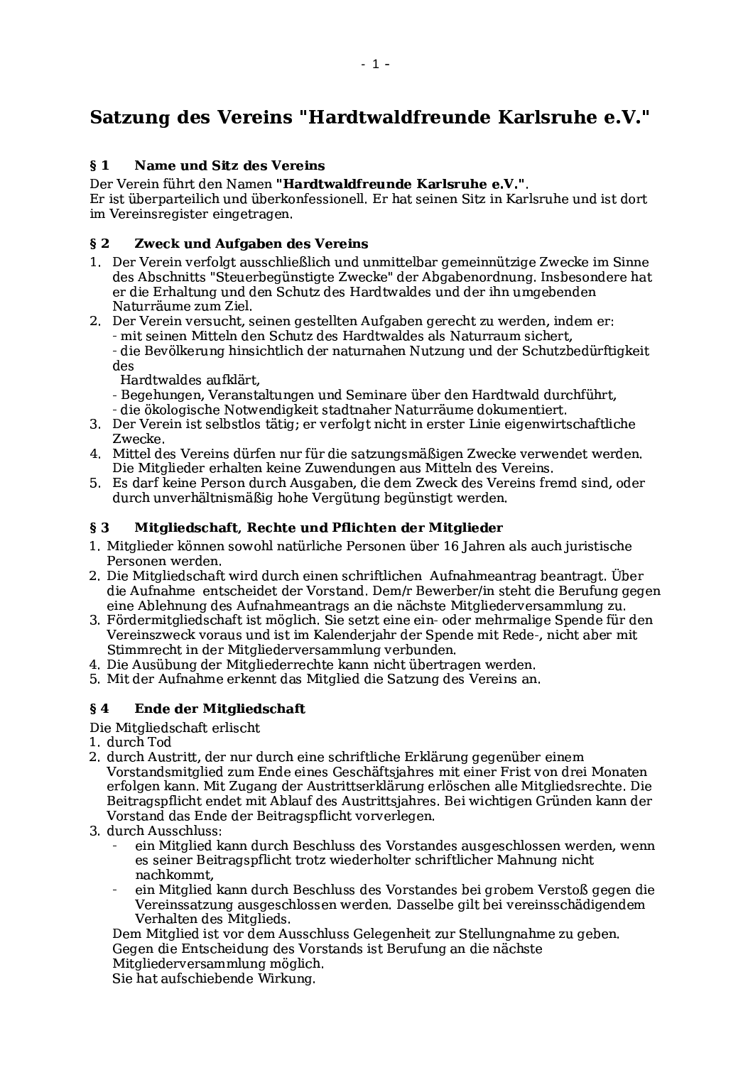# Satzung des Vereins "Hardtwaldfreunde Karlsruhe e.V."

## § 1 Name und Sitz des Vereins

Der Verein führt den Namen **"Hardtwaldfreunde Karlsruhe e.V."**.
Er ist überparteilich und überkonfessionell. Er hat seinen Sitz in Karlsruhe und ist dort im Vereinsregister eingetragen.

## § 2 Zweck und Aufgaben des Vereins

1. Der Verein verfolgt ausschließlich und unmittelbar gemeinnützige Zwecke im Sinne des Abschnitts "Steuerbegünstigte Zwecke" der Abgabenordnung. Insbesondere hat er die Erhaltung und den Schutz des Hardtwaldes und der ihn umgebenden Naturräume zum Ziel.
2. Der Verein versucht, seinen gestellten Aufgaben gerecht zu werden, indem er:
   - mit seinen Mitteln den Schutz des Hardtwaldes als Naturraum sichert,
   - die Bevölkerung hinsichtlich der naturnahen Nutzung und der Schutzbedürftigkeit des Hardtwaldes aufklärt,
   - Begehungen, Veranstaltungen und Seminare über den Hardtwald durchführt,
   - die ökologische Notwendigkeit stadtnaher Naturräume dokumentiert.
3. Der Verein ist selbstlos tätig; er verfolgt nicht in erster Linie eigenwirtschaftliche Zwecke.
4. Mittel des Vereins dürfen nur für die satzungsmäßigen Zwecke verwendet werden. Die Mitglieder erhalten keine Zuwendungen aus Mitteln des Vereins.
5. Es darf keine Person durch Ausgaben, die dem Zweck des Vereins fremd sind, oder durch unverhältnismäßig hohe Vergütung begünstigt werden.

## § 3 Mitgliedschaft, Rechte und Pflichten der Mitglieder

1. Mitglieder können sowohl natürliche Personen über 16 Jahren als auch juristische Personen werden.
2. Die Mitgliedschaft wird durch einen schriftlichen Aufnahmeantrag beantragt. Über die Aufnahme entscheidet der Vorstand. Dem/r Bewerber/in steht die Berufung gegen eine Ablehnung des Aufnahmeantrags an die nächste Mitgliederversammlung zu.
3. Fördermitgliedschaft ist möglich. Sie setzt eine ein- oder mehrmalige Spende für den Vereinszweck voraus und ist im Kalenderjahr der Spende mit Rede-, nicht aber mit Stimmrecht in der Mitgliederversammlung verbunden.
4. Die Ausübung der Mitgliederrechte kann nicht übertragen werden.
5. Mit der Aufnahme erkennt das Mitglied die Satzung des Vereins an.

## § 4 Ende der Mitgliedschaft

Die Mitgliedschaft erlischt

1. durch Tod
2. durch Austritt, der nur durch eine schriftliche Erklärung gegenüber einem Vorstandsmitglied zum Ende eines Geschäftsjahres mit einer Frist von drei Monaten erfolgen kann. Mit Zugang der Austrittserklärung erlöschen alle Mitgliedsrechte. Die Beitragspflicht endet mit Ablauf des Austrittsjahres. Bei wichtigen Gründen kann der Vorstand das Ende der Beitragspflicht vorverlegen.
3. durch Ausschluss:
   - ein Mitglied kann durch Beschluss des Vorstandes ausgeschlossen werden, wenn es seiner Beitragspflicht trotz wiederholter schriftlicher Mahnung nicht nachkommt,
   - ein Mitglied kann durch Beschluss des Vorstandes bei grobem Verstoß gegen die Vereinssatzung ausgeschlossen werden. Dasselbe gilt bei vereinsschädigendem Verhalten des Mitglieds.

   Dem Mitglied ist vor dem Ausschluss Gelegenheit zur Stellungnahme zu geben. Gegen die Entscheidung des Vorstands ist Berufung an die nächste Mitgliederversammlung möglich.
   Sie hat aufschiebende Wirkung.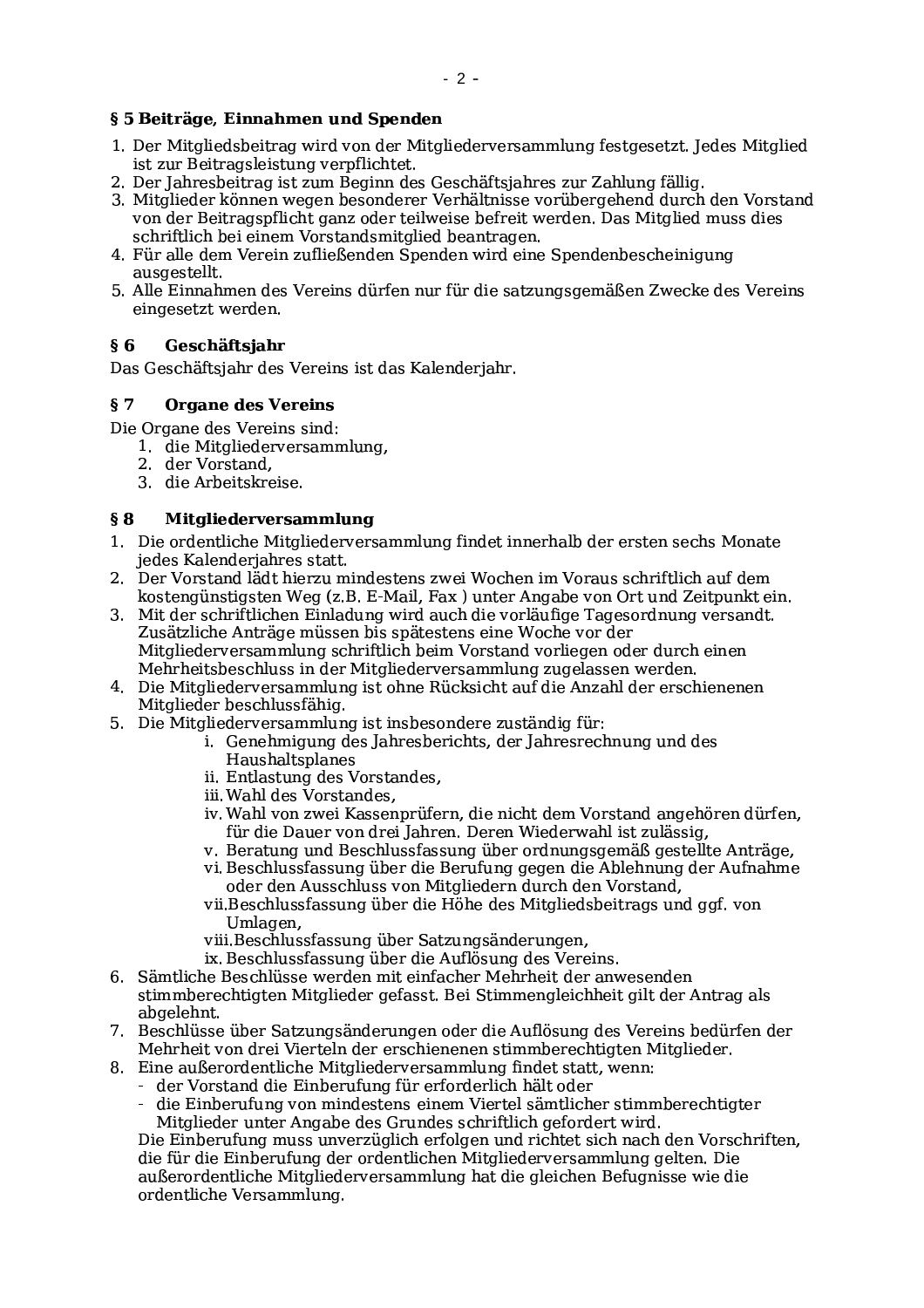### § 5 Beiträge, Einnahmen und Spenden

1. Der Mitgliedsbeitrag wird von der Mitgliederversammlung festgesetzt. Jedes Mitglied ist zur Beitragsleistung verpflichtet.
2. Der Jahresbeitrag ist zum Beginn des Geschäftsjahres zur Zahlung fällig.
3. Mitglieder können wegen besonderer Verhältnisse vorübergehend durch den Vorstand von der Beitragspflicht ganz oder teilweise befreit werden. Das Mitglied muss dies schriftlich bei einem Vorstandsmitglied beantragen.
4. Für alle dem Verein zufließenden Spenden wird eine Spendenbescheinigung ausgestellt.
5. Alle Einnahmen des Vereins dürfen nur für die satzungsgemäßen Zwecke des Vereins eingesetzt werden.

### § 6 Geschäftsjahr

Das Geschäftsjahr des Vereins ist das Kalenderjahr.

### § 7 Organe des Vereins

Die Organe des Vereins sind:

1. die Mitgliederversammlung,
2. der Vorstand,
3. die Arbeitskreise.

### § 8 Mitgliederversammlung

1. Die ordentliche Mitgliederversammlung findet innerhalb der ersten sechs Monate jedes Kalenderjahres statt.
2. Der Vorstand lädt hierzu mindestens zwei Wochen im Voraus schriftlich auf dem kostengünstigsten Weg (z.B. E-Mail, Fax ) unter Angabe von Ort und Zeitpunkt ein.
3. Mit der schriftlichen Einladung wird auch die vorläufige Tagesordnung versandt. Zusätzliche Anträge müssen bis spätestens eine Woche vor der Mitgliederversammlung schriftlich beim Vorstand vorliegen oder durch einen Mehrheitsbeschluss in der Mitgliederversammlung zugelassen werden.
4. Die Mitgliederversammlung ist ohne Rücksicht auf die Anzahl der erschienenen Mitglieder beschlussfähig.
5. Die Mitgliederversammlung ist insbesondere zuständig für:
    i. Genehmigung des Jahresberichts, der Jahresrechnung und des Haushaltsplanes
    ii. Entlastung des Vorstandes,
    iii. Wahl des Vorstandes,
    iv. Wahl von zwei Kassenprüfern, die nicht dem Vorstand angehören dürfen, für die Dauer von drei Jahren. Deren Wiederwahl ist zulässig,
    v. Beratung und Beschlussfassung über ordnungsgemäß gestellte Anträge,
    vi. Beschlussfassung über die Berufung gegen die Ablehnung der Aufnahme oder den Ausschluss von Mitgliedern durch den Vorstand,
    vii. Beschlussfassung über die Höhe des Mitgliedsbeitrags und ggf. von Umlagen,
    viii. Beschlussfassung über Satzungsänderungen,
    ix. Beschlussfassung über die Auflösung des Vereins.
6. Sämtliche Beschlüsse werden mit einfacher Mehrheit der anwesenden stimmberechtigten Mitglieder gefasst. Bei Stimmengleichheit gilt der Antrag als abgelehnt.
7. Beschlüsse über Satzungsänderungen oder die Auflösung des Vereins bedürfen der Mehrheit von drei Vierteln der erschienenen stimmberechtigten Mitglieder.
8. Eine außerordentliche Mitgliederversammlung findet statt, wenn:
    - der Vorstand die Einberufung für erforderlich hält oder
    - die Einberufung von mindestens einem Viertel sämtlicher stimmberechtigter Mitglieder unter Angabe des Grundes schriftlich gefordert wird.

   Die Einberufung muss unverzüglich erfolgen und richtet sich nach den Vorschriften, die für die Einberufung der ordentlichen Mitgliederversammlung gelten. Die außerordentliche Mitgliederversammlung hat die gleichen Befugnisse wie die ordentliche Versammlung.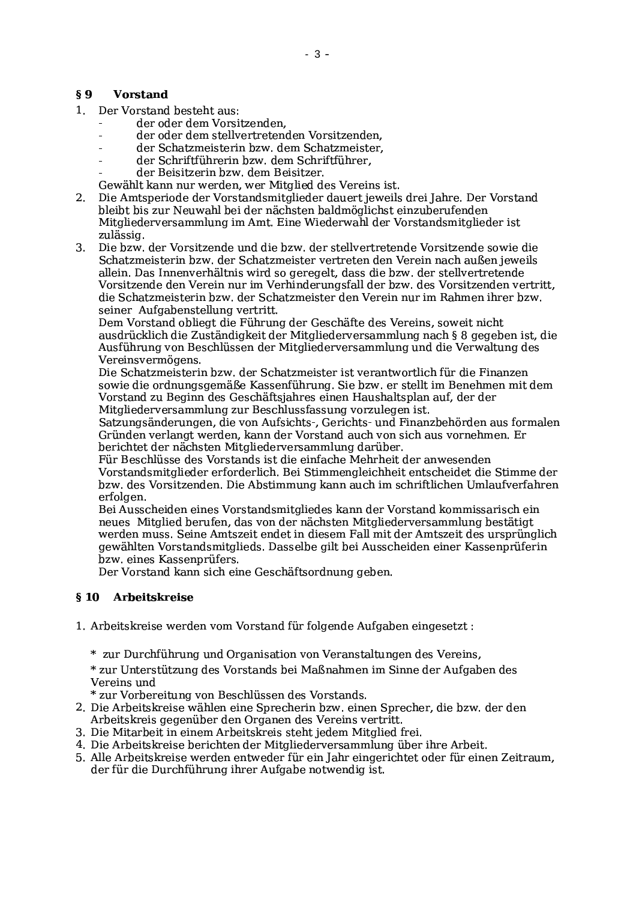## § 9 Vorstand

1. Der Vorstand besteht aus:
   - der oder dem Vorsitzenden,
   - der oder dem stellvertretenden Vorsitzenden,
   - der Schatzmeisterin bzw. dem Schatzmeister,
   - der Schriftführerin bzw. dem Schriftführer,
   - der Beisitzerin bzw. dem Beisitzer.

   Gewählt kann nur werden, wer Mitglied des Vereins ist.
2. Die Amtsperiode der Vorstandsmitglieder dauert jeweils drei Jahre. Der Vorstand bleibt bis zur Neuwahl bei der nächsten baldmöglichst einzuberufenden Mitgliederversammlung im Amt. Eine Wiederwahl der Vorstandsmitglieder ist zulässig.
3. Die bzw. der Vorsitzende und die bzw. der stellvertretende Vorsitzende sowie die Schatzmeisterin bzw. der Schatzmeister vertreten den Verein nach außen jeweils allein. Das Innenverhältnis wird so geregelt, dass die bzw. der stellvertretende Vorsitzende den Verein nur im Verhinderungsfall der bzw. des Vorsitzenden vertritt, die Schatzmeisterin bzw. der Schatzmeister den Verein nur im Rahmen ihrer bzw. seiner Aufgabenstellung vertritt.

   Dem Vorstand obliegt die Führung der Geschäfte des Vereins, soweit nicht ausdrücklich die Zuständigkeit der Mitgliederversammlung nach § 8 gegeben ist, die Ausführung von Beschlüssen der Mitgliederversammlung und die Verwaltung des Vereinsvermögens.

   Die Schatzmeisterin bzw. der Schatzmeister ist verantwortlich für die Finanzen sowie die ordnungsgemäße Kassenführung. Sie bzw. er stellt im Benehmen mit dem Vorstand zu Beginn des Geschäftsjahres einen Haushaltsplan auf, der der Mitgliederversammlung zur Beschlussfassung vorzulegen ist.

   Satzungsänderungen, die von Aufsichts-, Gerichts- und Finanzbehörden aus formalen Gründen verlangt werden, kann der Vorstand auch von sich aus vornehmen. Er berichtet der nächsten Mitgliederversammlung darüber.

   Für Beschlüsse des Vorstands ist die einfache Mehrheit der anwesenden Vorstandsmitglieder erforderlich. Bei Stimmengleichheit entscheidet die Stimme der bzw. des Vorsitzenden. Die Abstimmung kann auch im schriftlichen Umlaufverfahren erfolgen.

   Bei Ausscheiden eines Vorstandsmitgliedes kann der Vorstand kommissarisch ein neues Mitglied berufen, das von der nächsten Mitgliederversammlung bestätigt werden muss. Seine Amtszeit endet in diesem Fall mit der Amtszeit des ursprünglich gewählten Vorstandsmitglieds. Dasselbe gilt bei Ausscheiden einer Kassenprüferin bzw. eines Kassenprüfers.

   Der Vorstand kann sich eine Geschäftsordnung geben.

## § 10 Arbeitskreise

1. Arbeitskreise werden vom Vorstand für folgende Aufgaben eingesetzt :

   * zur Durchführung und Organisation von Veranstaltungen des Vereins,
   * zur Unterstützung des Vorstands bei Maßnahmen im Sinne der Aufgaben des Vereins und
   * zur Vorbereitung von Beschlüssen des Vorstands.
2. Die Arbeitskreise wählen eine Sprecherin bzw. einen Sprecher, die bzw. der den Arbeitskreis gegenüber den Organen des Vereins vertritt.
3. Die Mitarbeit in einem Arbeitskreis steht jedem Mitglied frei.
4. Die Arbeitskreise berichten der Mitgliederversammlung über ihre Arbeit.
5. Alle Arbeitskreise werden entweder für ein Jahr eingerichtet oder für einen Zeitraum, der für die Durchführung ihrer Aufgabe notwendig ist.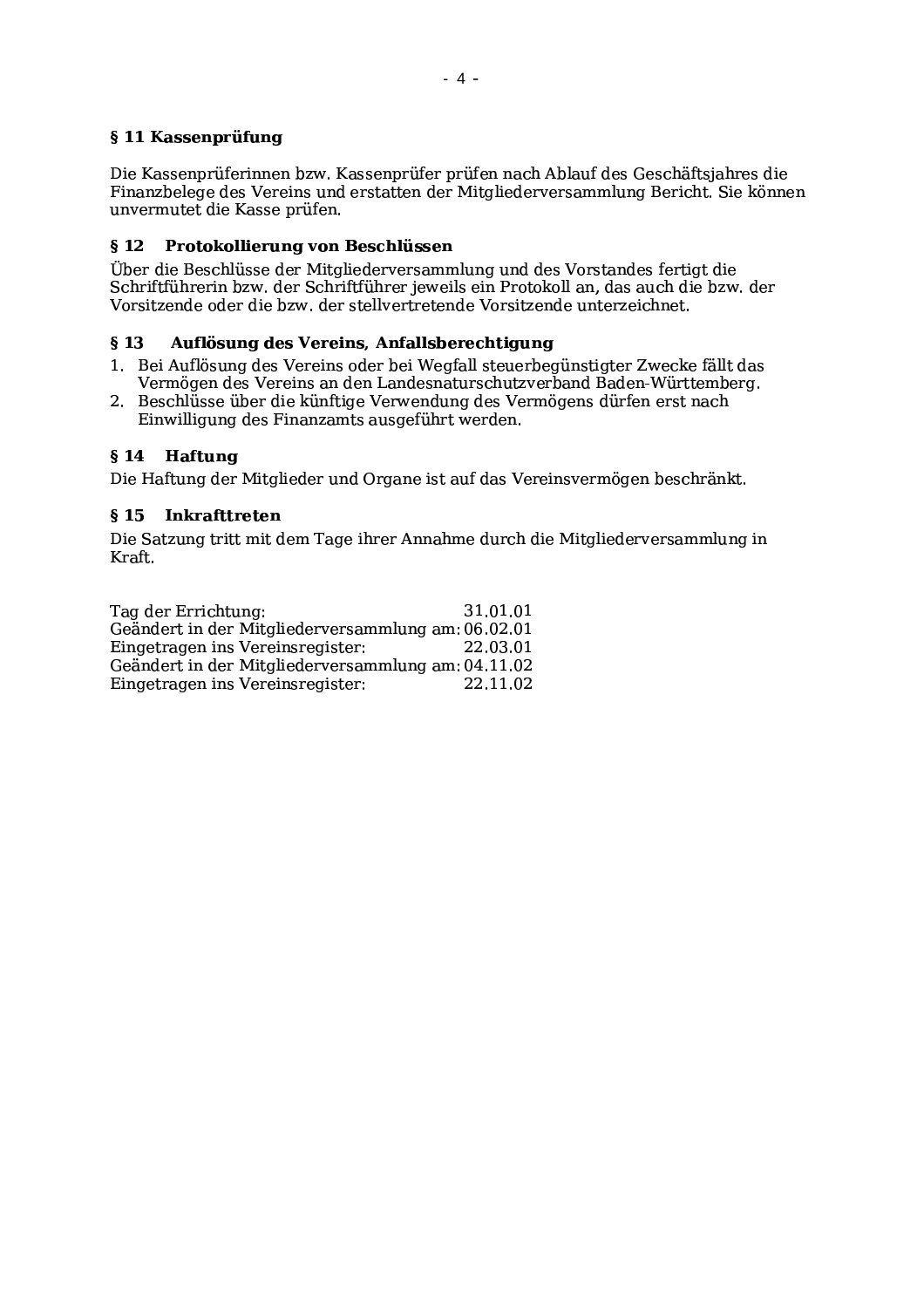## § 11 Kassenprüfung

Die Kassenprüferinnen bzw. Kassenprüfer prüfen nach Ablauf des Geschäftsjahres die Finanzbelege des Vereins und erstatten der Mitgliederversammlung Bericht. Sie können unvermutet die Kasse prüfen.

## § 12 Protokollierung von Beschlüssen

Über die Beschlüsse der Mitgliederversammlung und des Vorstandes fertigt die Schriftführerin bzw. der Schriftführer jeweils ein Protokoll an, das auch die bzw. der Vorsitzende oder die bzw. der stellvertretende Vorsitzende unterzeichnet.

## § 13 Auflösung des Vereins, Anfallsberechtigung

1. Bei Auflösung des Vereins oder bei Wegfall steuerbegünstigter Zwecke fällt das Vermögen des Vereins an den Landesnaturschutzverband Baden-Württemberg.
2. Beschlüsse über die künftige Verwendung des Vermögens dürfen erst nach Einwilligung des Finanzamts ausgeführt werden.

## § 14 Haftung

Die Haftung der Mitglieder und Organe ist auf das Vereinsvermögen beschränkt.

## § 15 Inkrafttreten

Die Satzung tritt mit dem Tage ihrer Annahme durch die Mitgliederversammlung in Kraft.

| | |
|---|---|
| Tag der Errichtung: | 31.01.01 |
| Geändert in der Mitgliederversammlung am: | 06.02.01 |
| Eingetragen ins Vereinsregister: | 22.03.01 |
| Geändert in der Mitgliederversammlung am: | 04.11.02 |
| Eingetragen ins Vereinsregister: | 22.11.02 |